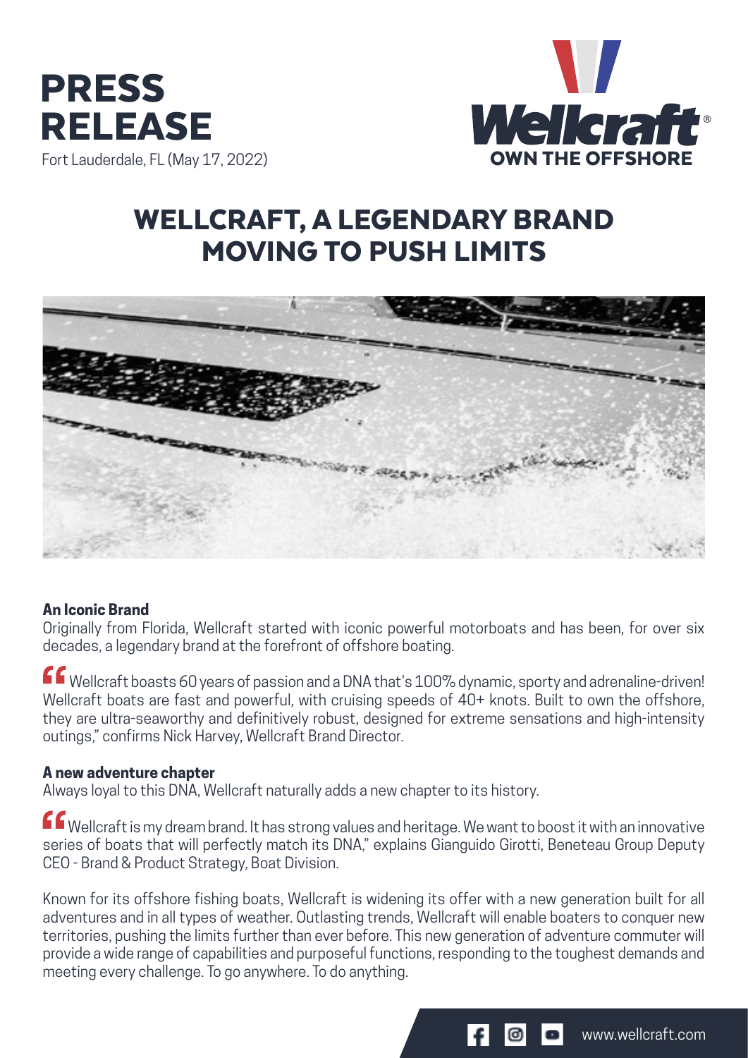# PRESS RELEASE

Fort Lauderdale, FL (May 17, 2022)

Wellcraft®
OWN THE OFFSHORE

## WELLCRAFT, A LEGENDARY BRAND MOVING TO PUSH LIMITS

### An Iconic Brand

Originally from Florida, Wellcraft started with iconic powerful motorboats and has been, for over six decades, a legendary brand at the forefront of offshore boating.

“Wellcraft boasts 60 years of passion and a DNA that's 100% dynamic, sporty and adrenaline-driven! Wellcraft boats are fast and powerful, with cruising speeds of 40+ knots. Built to own the offshore, they are ultra-seaworthy and definitively robust, designed for extreme sensations and high-intensity outings,” confirms Nick Harvey, Wellcraft Brand Director.

### A new adventure chapter

Always loyal to this DNA, Wellcraft naturally adds a new chapter to its history.

“Wellcraft is my dream brand. It has strong values and heritage. We want to boost it with an innovative series of boats that will perfectly match its DNA,” explains Gianguido Girotti, Beneteau Group Deputy CEO - Brand & Product Strategy, Boat Division.

Known for its offshore fishing boats, Wellcraft is widening its offer with a new generation built for all adventures and in all types of weather. Outlasting trends, Wellcraft will enable boaters to conquer new territories, pushing the limits further than ever before. This new generation of adventure commuter will provide a wide range of capabilities and purposeful functions, responding to the toughest demands and meeting every challenge. To go anywhere. To do anything.

www.wellcraft.com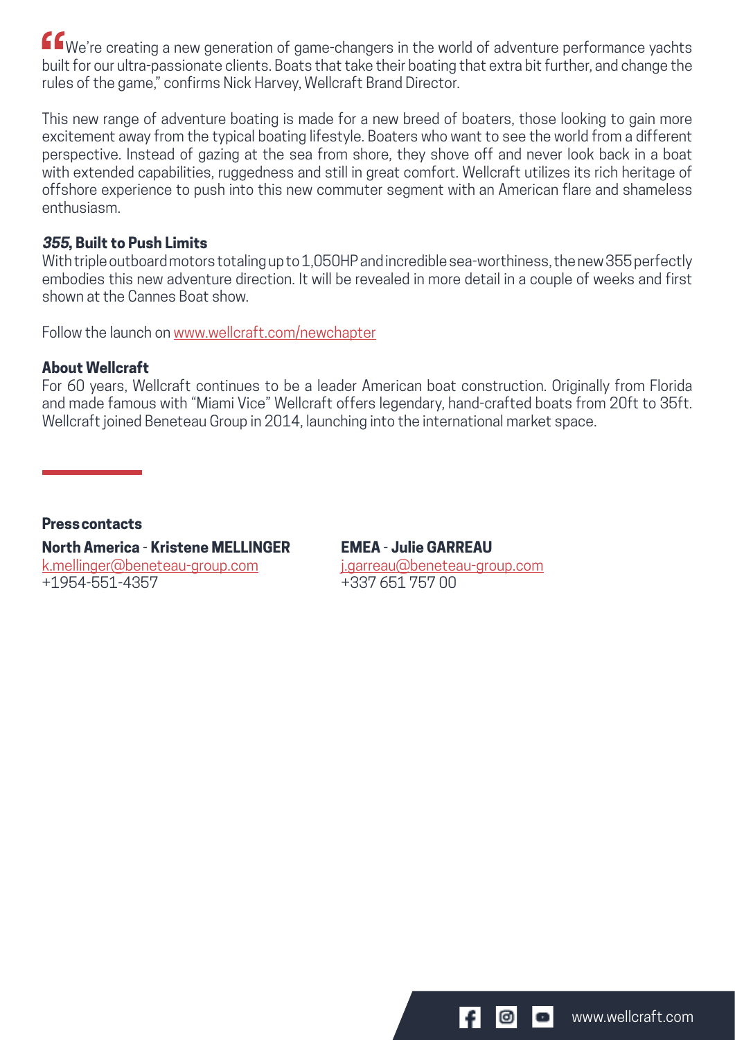"We're creating a new generation of game-changers in the world of adventure performance yachts built for our ultra-passionate clients. Boats that take their boating that extra bit further, and change the rules of the game," confirms Nick Harvey, Wellcraft Brand Director.

This new range of adventure boating is made for a new breed of boaters, those looking to gain more excitement away from the typical boating lifestyle. Boaters who want to see the world from a different perspective. Instead of gazing at the sea from shore, they shove off and never look back in a boat with extended capabilities, ruggedness and still in great comfort. Wellcraft utilizes its rich heritage of offshore experience to push into this new commuter segment with an American flare and shameless enthusiasm.

### ***355*, Built to Push Limits**

With triple outboard motors totaling up to 1,050HP and incredible sea-worthiness, the new 355 perfectly embodies this new adventure direction. It will be revealed in more detail in a couple of weeks and first shown at the Cannes Boat show.

Follow the launch on [www.wellcraft.com/newchapter](www.wellcraft.com/newchapter)

### **About Wellcraft**

For 60 years, Wellcraft continues to be a leader American boat construction. Originally from Florida and made famous with "Miami Vice" Wellcraft offers legendary, hand-crafted boats from 20ft to 35ft. Wellcraft joined Beneteau Group in 2014, launching into the international market space.

---

### **Press contacts**

**North America** - **Kristene MELLINGER**
k.mellinger@beneteau-group.com
+1954-551-4357

**EMEA** - **Julie GARREAU**
j.garreau@beneteau-group.com
+337 651 757 00

www.wellcraft.com